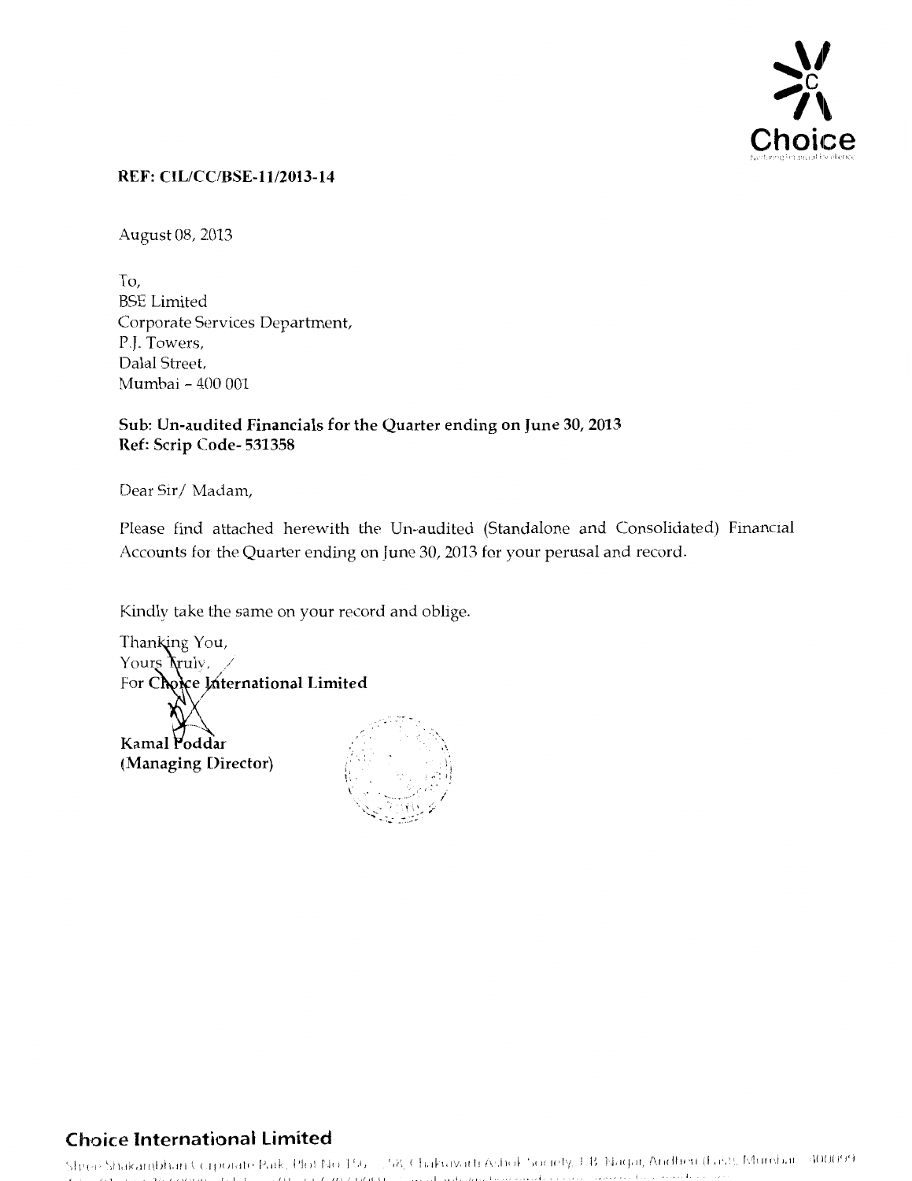**REF: CIL/CC/BSE-11/2013-14**

August 08, 2013

To,
BSE Limited
Corporate Services Department,
P.J. Towers,
Dalal Street,
Mumbai – 400 001

**Sub: Un-audited Financials for the Quarter ending on June 30, 2013**
**Ref: Scrip Code- 531358**

Dear Sir/ Madam,

Please find attached herewith the Un-audited (Standalone and Consolidated) Financial Accounts for the Quarter ending on June 30, 2013 for your perusal and record.

Kindly take the same on your record and oblige.

Thanking You,
Yours Truly,
For **Choice International Limited**

**Kamal Poddar**
**(Managing Director)**

## Choice International Limited

Shree Shakambhari Corporate Park, Plot No 156 - 158, Chakravarti Ashok Society, J.B. Nagar, Andheri (East), Mumbai - 400099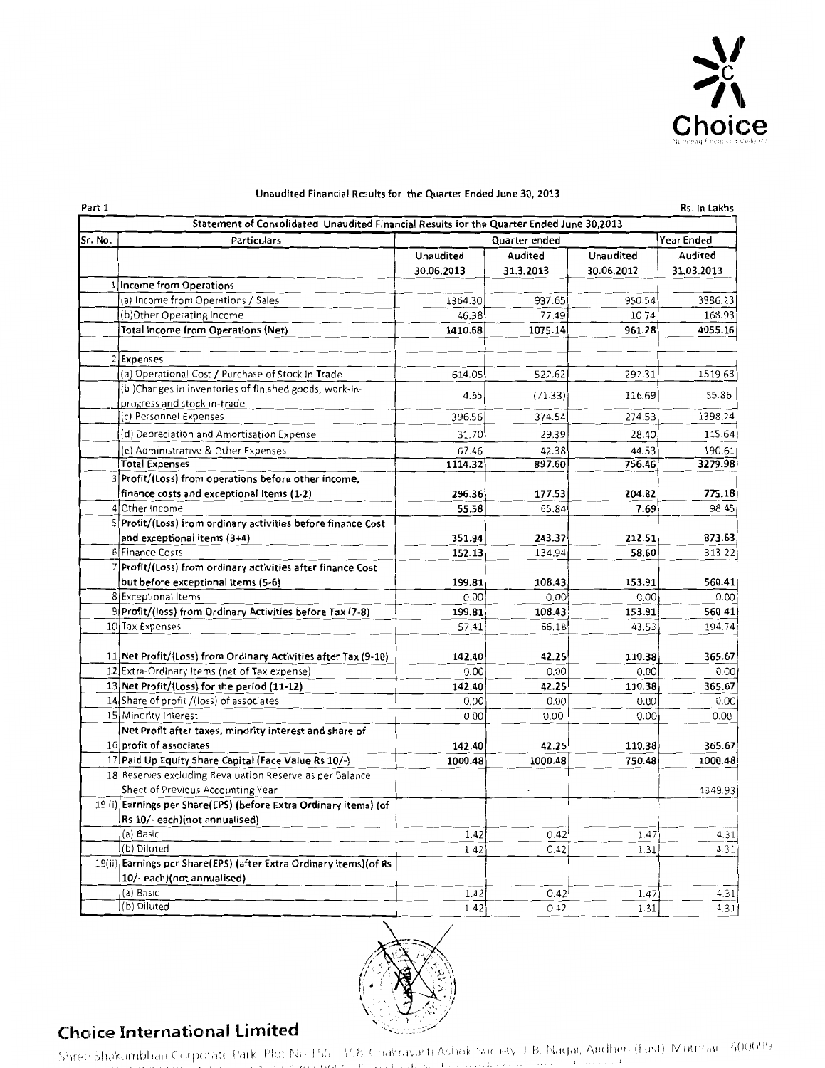Unaudited Financial Results for the Quarter Ended June 30, 2013

Part 1 | Rs. in Lakhs

| Sr. No. | Particulars | Quarter ended | | | Year Ended |
|---|---|---|---|---|---|
| | Statement of Consolidated Unaudited Financial Results for the Quarter Ended June 30,2013 | | | | |
| | | Unaudited 30.06.2013 | Audited 31.3.2013 | Unaudited 30.06.2012 | Audited 31.03.2013 |
| 1 | **Income from Operations** | | | | |
| | (a) Income from Operations / Sales | 1364.30 | 997.65 | 950.54 | 3886.23 |
| | (b)Other Operating Income | 46.38 | 77.49 | 10.74 | 168.93 |
| | **Total Income from Operations (Net)** | **1410.68** | **1075.14** | **961.28** | **4055.16** |
| 2 | **Expenses** | | | | |
| | (a) Operational Cost / Purchase of Stock in Trade | 614.05 | 522.62 | 292.31 | 1519.63 |
| | (b )Changes in inventories of finished goods, work-in-progress and stock-in-trade | 4.55 | (71.33) | 116.69 | 55.86 |
| | (c) Personnel Expenses | 396.56 | 374.54 | 274.53 | 1398.24 |
| | (d) Depreciation and Amortisation Expense | 31.70 | 29.39 | 28.40 | 115.64 |
| | (e) Administrative & Other Expenses | 67.46 | 42.38 | 44.53 | 190.61 |
| | **Total Expenses** | **1114.32** | **897.60** | **756.46** | **3279.98** |
| 3 | **Profit/(Loss) from operations before other income, finance costs and exceptional Items (1-2)** | **296.36** | **177.53** | **204.82** | **775.18** |
| 4 | Other Income | **55.58** | 65.84 | **7.69** | 98.45 |
| 5 | **Profit/(Loss) from ordinary activities before finance Cost and exceptional items (3+4)** | **351.94** | **243.37** | **212.51** | **873.63** |
| 6 | Finance Costs | **152.13** | 134.94 | **58.60** | 313.22 |
| 7 | **Profit/(Loss) from ordinary activities after finance Cost but before exceptional Items (5-6)** | **199.81** | **108.43** | **153.91** | **560.41** |
| 8 | Exceptional Items | 0.00 | 0.00 | 0.00 | 0.00 |
| 9 | **Profit/(loss) from Ordinary Activities before Tax (7-8)** | **199.81** | **108.43** | **153.91** | **560.41** |
| 10 | Tax Expenses | 57.41 | 66.18 | 43.53 | 194.74 |
| 11 | **Net Profit/(Loss) from Ordinary Activities after Tax (9-10)** | **142.40** | **42.25** | **110.38** | **365.67** |
| 12 | Extra-Ordinary Items (net of Tax expense) | 0.00 | 0.00 | 0.00 | 0.00 |
| 13 | **Net Profit/(Loss) for the period (11-12)** | **142.40** | **42.25** | **110.38** | **365.67** |
| 14 | Share of profit /(loss) of associates | 0.00 | 0.00 | 0.00 | 0.00 |
| 15 | Minority Interest | 0.00 | 0.00 | 0.00 | 0.00 |
| 16 | **Net Profit after taxes, minority interest and share of profit of associates** | **142.40** | **42.25** | **110.38** | **365.67** |
| 17 | **Paid Up Equity Share Capital (Face Value Rs 10/-)** | **1000.48** | **1000.48** | **750.48** | **1000.48** |
| 18 | Reserves excluding Revaluation Reserve as per Balance Sheet of Previous Accounting Year | - | - | - | 4349.93 |
| 19 (i) | **Earnings per Share(EPS) (before Extra Ordinary items) (of Rs 10/- each)(not annualised)** | | | | |
| | (a) Basic | 1.42 | 0.42 | 1.47 | 4.31 |
| | (b) Diluted | 1.42 | 0.42 | 1.31 | 4.31 |
| 19(ii) | **Earnings per Share(EPS) (after Extra Ordinary items)(of Rs 10/- each)(not annualised)** | | | | |
| | (a) Basic | 1.42 | 0.42 | 1.47 | 4.31 |
| | (b) Diluted | 1.42 | 0.42 | 1.31 | 4.31 |

## Choice International Limited

Shree Shakambhari Corporate Park, Plot No 156 - 158, Chakravarti Ashok Society, J.B. Nagar, Andheri (East), Mumbai - 400099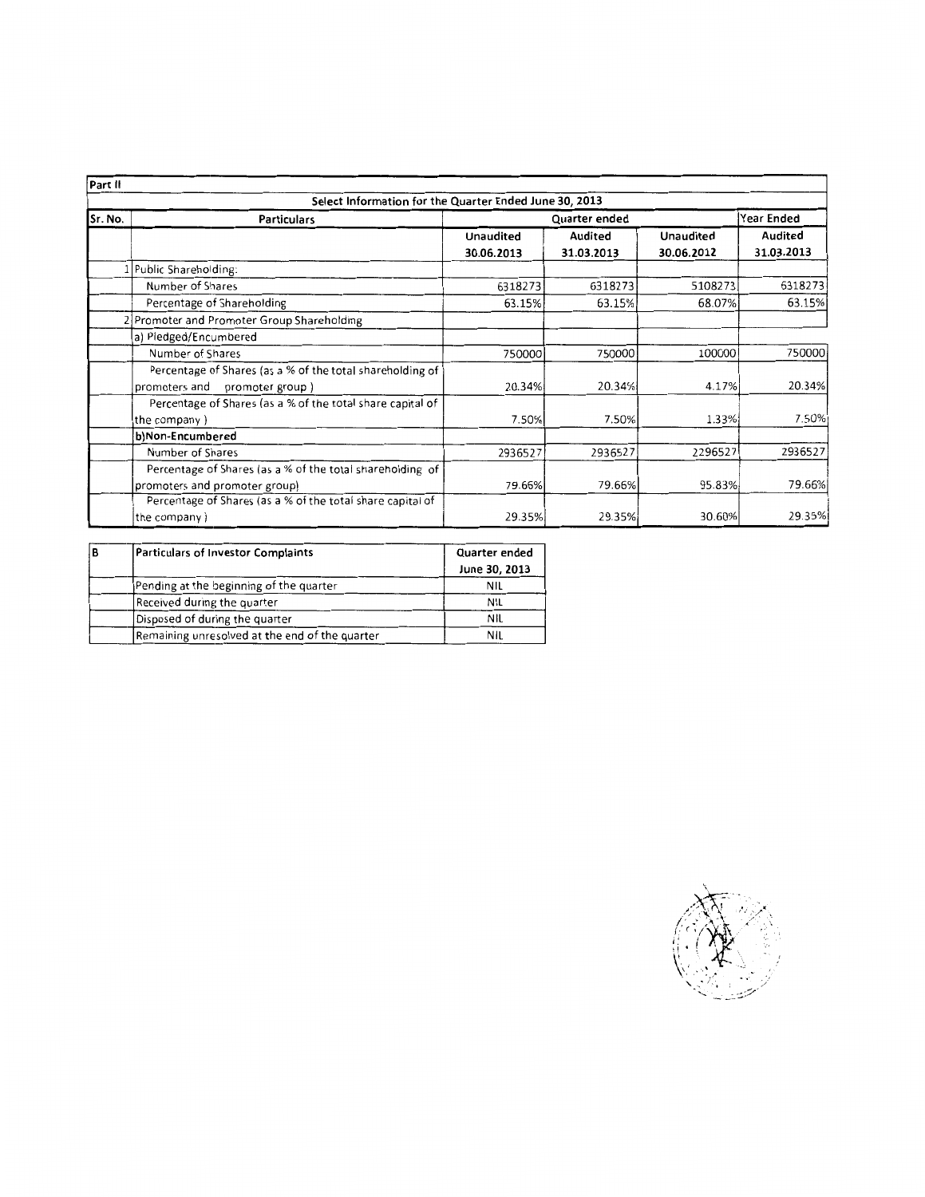| Part II | | | | | |
|---|---|---|---|---|---|
| **Select Information for the Quarter Ended June 30, 2013** | | | | | |
| **Sr. No.** | **Particulars** | **Quarter ended** | | | **Year Ended** |
| | | **Unaudited 30.06.2013** | **Audited 31.03.2013** | **Unaudited 30.06.2012** | **Audited 31.03.2013** |
| 1 | Public Shareholding: | | | | |
| | Number of Shares | 6318273 | 6318273 | 5108273 | 6318273 |
| | Percentage of Shareholding | 63.15% | 63.15% | 68.07% | 63.15% |
| 2 | Promoter and Promoter Group Shareholding | | | | |
| | a) Pledged/Encumbered | | | | |
| | Number of Shares | 750000 | 750000 | 100000 | 750000 |
| | Percentage of Shares (as a % of the total shareholding of promoters and promoter group ) | 20.34% | 20.34% | 4.17% | 20.34% |
| | Percentage of Shares (as a % of the total share capital of the company ) | 7.50% | 7.50% | 1.33% | 7.50% |
| | **b)Non-Encumbered** | | | | |
| | Number of Shares | 2936527 | 2936527 | 2296527 | 2936527 |
| | Percentage of Shares (as a % of the total shareholding of promoters and promoter group) | 79.66% | 79.66% | 95.83% | 79.66% |
| | Percentage of Shares (as a % of the total share capital of the company ) | 29.35% | 29.35% | 30.60% | 29.35% |

| B | Particulars of Investor Complaints | Quarter ended June 30, 2013 |
|---|---|---|
| | Pending at the beginning of the quarter | NIL |
| | Received during the quarter | NIL |
| | Disposed of during the quarter | NIL |
| | Remaining unresolved at the end of the quarter | NIL |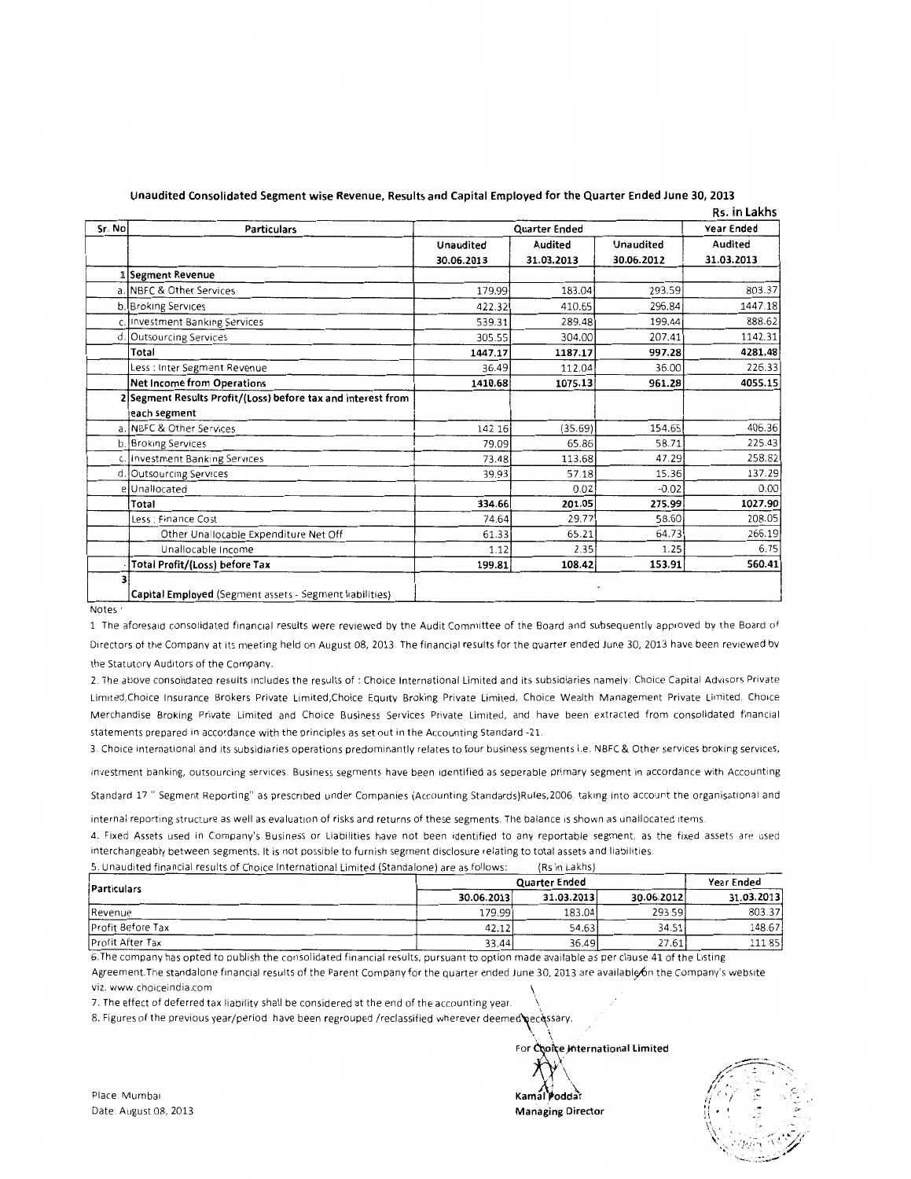## Unaudited Consolidated Segment wise Revenue, Results and Capital Employed for the Quarter Ended June 30, 2013

**Rs. in Lakhs**

| Sr. No | Particulars | Quarter Ended | | | Year Ended |
|---|---|---|---|---|---|
| | | Unaudited | Audited | Unaudited | Audited |
| | | 30.06.2013 | 31.03.2013 | 30.06.2012 | 31.03.2013 |
| 1 | **Segment Revenue** | | | | |
| a. | NBFC & Other Services | 179.99 | 183.04 | 293.59 | 803.37 |
| b. | Broking Services | 422.32 | 410.65 | 296.84 | 1447.18 |
| c. | Investment Banking Services | 539.31 | 289.48 | 199.44 | 888.62 |
| d. | Outsourcing Services | 305.55 | 304.00 | 207.41 | 1142.31 |
| | **Total** | **1447.17** | **1187.17** | **997.28** | **4281.48** |
| | Less : Inter Segment Revenue | 36.49 | 112.04 | 36.00 | 226.33 |
| | **Net Income from Operations** | **1410.68** | **1075.13** | **961.28** | **4055.15** |
| 2 | **Segment Results Profit/(Loss) before tax and interest from each segment** | | | | |
| a. | NBFC & Other Services | 142.16 | (35.69) | 154.65 | 406.36 |
| b. | Broking Services | 79.09 | 65.86 | 58.71 | 225.43 |
| c. | Investment Banking Services | 73.48 | 113.68 | 47.29 | 258.82 |
| d. | Outsourcing Services | 39.93 | 57.18 | 15.36 | 137.29 |
| e | Unallocated | | 0.02 | -0.02 | 0.00 |
| | **Total** | **334.66** | **201.05** | **275.99** | **1027.90** |
| | Less : Finance Cost | 74.64 | 29.77 | 58.60 | 208.05 |
| | Other Unallocable Expenditure Net Off | 61.33 | 65.21 | 64.73 | 266.19 |
| | Unallocable Income | 1.12 | 2.35 | 1.25 | 6.75 |
| - | **Total Profit/(Loss) before Tax** | **199.81** | **108.42** | **153.91** | **560.41** |
| 3 | **Capital Employed** (Segment assets - Segment liabilities) | | - | | |

Notes :

1. The aforesaid consolidated financial results were reviewed by the Audit Committee of the Board and subsequently approved by the Board of Directors of the Company at its meeting held on August 08, 2013. The financial results for the quarter ended June 30, 2013 have been reviewed by the Statutory Auditors of the Company.

2. The above consolidated results includes the results of : Choice International Limited and its subsidiaries namely: Choice Capital Advisors Private Limited,Choice Insurance Brokers Private Limited,Choice Equity Broking Private Limited, Choice Wealth Management Private Limited, Choice Merchandise Broking Private Limited and Choice Business Services Private Limited, and have been extracted from consolidated financial statements prepared in accordance with the principles as set out in the Accounting Standard -21.

3. Choice International and its subsidiaries operations predominantly relates to four business segments i.e. NBFC & Other services broking services, investment banking, outsourcing services. Business segments have been identified as seperable primary segment in accordance with Accounting Standard 17 " Segment Reporting" as prescribed under Companies (Accounting Standards)Rules,2006, taking into account the organisational and internal reporting structure as well as evaluation of risks and returns of these segments. The balance is shown as unallocated items.

4. Fixed Assets used in Company's Business or Liabilities have not been identified to any reportable segment, as the fixed assets are used interchangeably between segments. It is not possible to furnish segment disclosure relating to total assets and liabilities.

5. Unaudited financial results of Choice International Limited (Standalone) are as follows: (Rs in Lakhs)

| Particulars | Quarter Ended | | | Year Ended |
|---|---|---|---|---|
| | 30.06.2013 | 31.03.2013 | 30.06.2012 | 31.03.2013 |
| Revenue | 179.99 | 183.04 | 293.59 | 803.37 |
| Profit Before Tax | 42.12 | 54.63 | 34.51 | 148.67 |
| Profit After Tax | 33.44 | 36.49 | 27.61 | 111.85 |

6. The company has opted to publish the consolidated financial results, pursuant to option made available as per clause 41 of the Listing Agreement.The standalone financial results of the Parent Company for the quarter ended June 30, 2013 are available on the Company's website viz. www.choiceindia.com

7. The effect of deferred tax liability shall be considered at the end of the accounting year.

8. Figures of the previous year/period have been regrouped /reclassified wherever deemed necessary.

For Choice International Limited

Kamal Poddar
Managing Director

Place: Mumbai
Date: August 08, 2013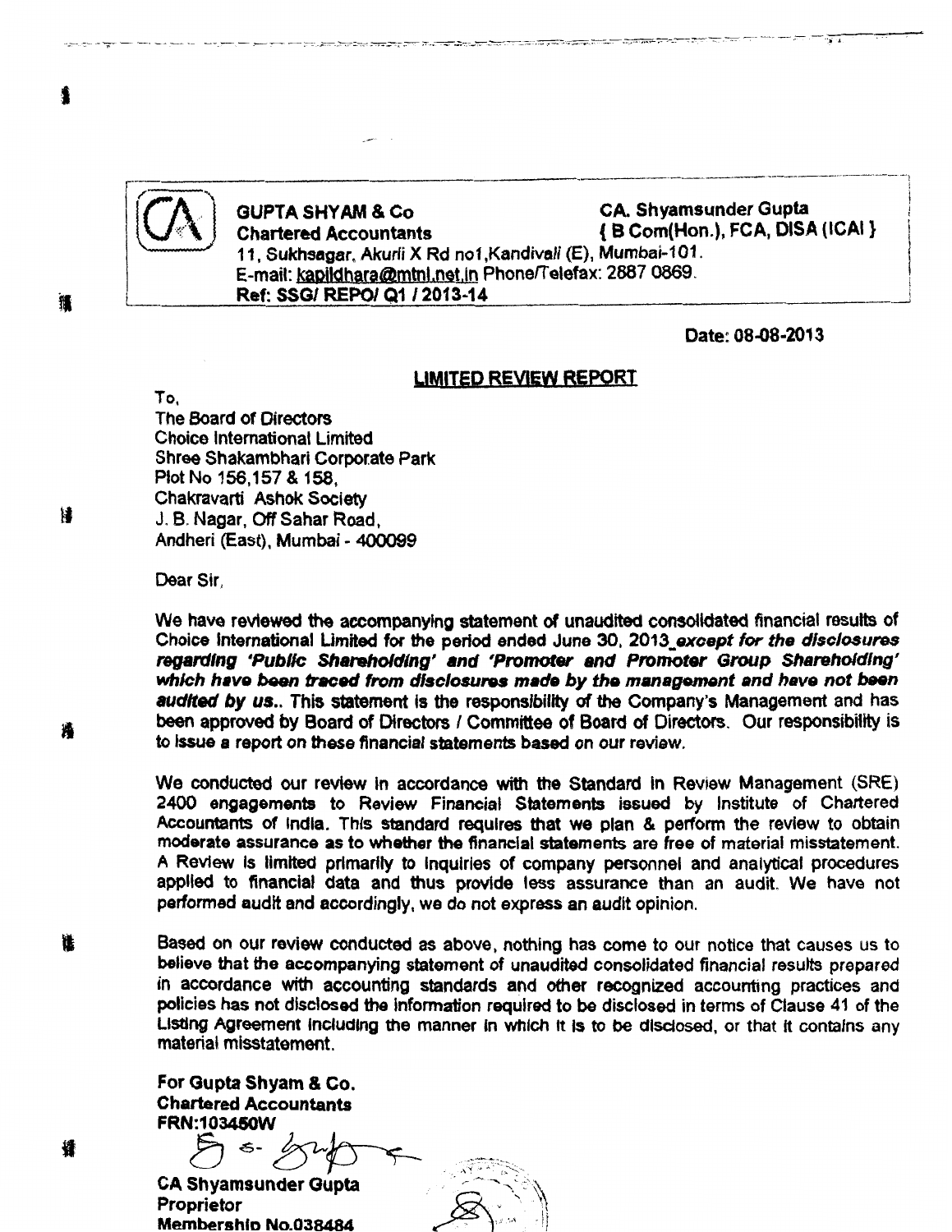**GUPTA SHYAM & Co**
**Chartered Accountants**
11, Sukhsagar, Akurli X Rd no1,Kandivali (E), Mumbai-101.
E-mail: kapildhara@mtnl.net.in Phone/Telefax: 2887 0869.
**Ref: SSG/ REPO/ Q1 / 2013-14**

**CA. Shyamsunder Gupta**
**{ B Com(Hon.), FCA, DISA (ICAI }**

**Date: 08-08-2013**

## LIMITED REVIEW REPORT

To,
The Board of Directors
Choice International Limited
Shree Shakambhari Corporate Park
Plot No 156,157 & 158,
Chakravarti Ashok Society
J. B. Nagar, Off Sahar Road,
Andheri (East), Mumbai - 400099

Dear Sir,

We have reviewed the accompanying statement of unaudited consolidated financial results of Choice International Limited for the period ended June 30, 2013 ***except for the disclosures regarding 'Public Shareholding' and 'Promoter and Promoter Group Shareholding' which have been traced from disclosures made by the management and have not been audited by us.*** This statement is the responsibility of the Company's Management and has been approved by Board of Directors / Committee of Board of Directors. Our responsibility is to issue a report on these financial statements based on our review.

We conducted our review in accordance with the Standard in Review Management (SRE) 2400 engagements to Review Financial Statements issued by Institute of Chartered Accountants of India. This standard requires that we plan & perform the review to obtain moderate assurance as to whether the financial statements are free of material misstatement. A Review is limited primarily to inquiries of company personnel and analytical procedures applied to financial data and thus provide less assurance than an audit. We have not performed audit and accordingly, we do not express an audit opinion.

Based on our review conducted as above, nothing has come to our notice that causes us to believe that the accompanying statement of unaudited consolidated financial results prepared in accordance with accounting standards and other recognized accounting practices and policies has not disclosed the information required to be disclosed in terms of Clause 41 of the Listing Agreement including the manner in which it is to be disclosed, or that it contains any material misstatement.

**For Gupta Shyam & Co.**
**Chartered Accountants**
**FRN:103450W**

**CA Shyamsunder Gupta**
**Proprietor**
**Membership No.038484**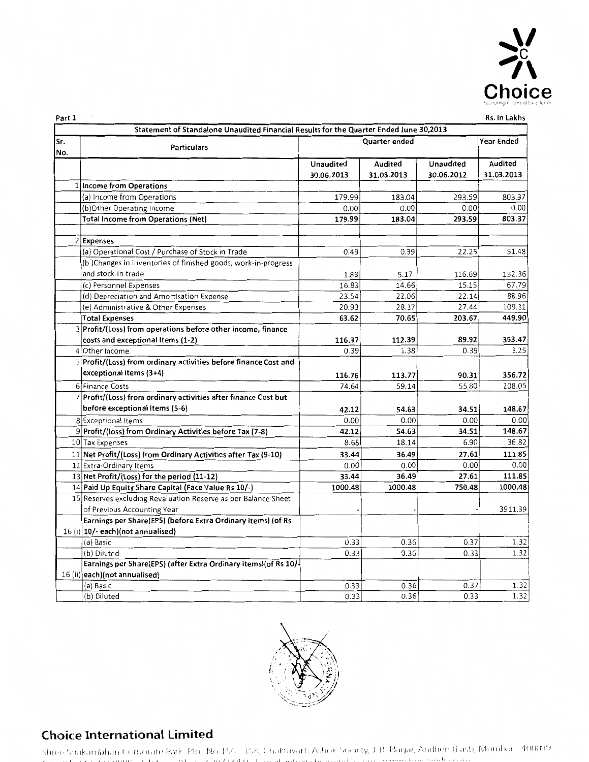Choice

Part 1

Rs. In Lakhs

| Sr. No. | Particulars | Quarter ended | | | Year Ended |
|---|---|---|---|---|---|
| | | Unaudited 30.06.2013 | Audited 31.03.2013 | Unaudited 30.06.2012 | Audited 31.03.2013 |
| | **Statement of Standalone Unaudited Financial Results for the Quarter Ended June 30,2013** | | | | |
| 1 | **Income from Operations** | | | | |
| | (a) Income from Operations | 179.99 | 183.04 | 293.59 | 803.37 |
| | (b)Other Operating Income | 0.00 | 0.00 | 0.00 | 0.00 |
| | **Total Income from Operations (Net)** | **179.99** | **183.04** | **293.59** | **803.37** |
| 2 | **Expenses** | | | | |
| | (a) Operational Cost / Purchase of Stock in Trade | 0.49 | 0.39 | 22.25 | 51.48 |
| | (b )Changes in inventories of finished goods, work-in-progress and stock-in-trade | 1.83 | 5.17 | 116.69 | 132.36 |
| | (c) Personnel Expenses | 16.83 | 14.66 | 15.15 | 67.79 |
| | (d) Depreciation and Amortisation Expense | 23.54 | 22.06 | 22.14 | 88.96 |
| | (e) Administrative & Other Expenses | 20.93 | 28.37 | 27.44 | 109.31 |
| | **Total Expenses** | **63.62** | **70.65** | **203.67** | **449.90** |
| 3 | **Profit/(Loss) from operations before other income, finance costs and exceptional Items (1-2)** | **116.37** | **112.39** | **89.92** | **353.47** |
| 4 | Other Income | 0.39 | 1.38 | 0.39 | 3.25 |
| 5 | **Profit/(Loss) from ordinary activities before finance Cost and exceptional items (3+4)** | **116.76** | **113.77** | **90.31** | **356.72** |
| 6 | Finance Costs | 74.64 | 59.14 | 55.80 | 208.05 |
| 7 | **Profit/(Loss) from ordinary activities after finance Cost but before exceptional Items (5-6)** | **42.12** | **54.63** | **34.51** | **148.67** |
| 8 | Exceptional Items | 0.00 | 0.00 | 0.00 | 0.00 |
| 9 | **Profit/(loss) from Ordinary Activities before Tax (7-8)** | **42.12** | **54.63** | **34.51** | **148.67** |
| 10 | Tax Expenses | 8.68 | 18.14 | 6.90 | 36.82 |
| 11 | **Net Profit/(Loss) from Ordinary Activities after Tax (9-10)** | **33.44** | **36.49** | **27.61** | **111.85** |
| 12 | Extra-Ordinary Items | 0.00 | 0.00 | 0.00 | 0.00 |
| 13 | **Net Profit/(Loss) for the period (11-12)** | **33.44** | **36.49** | **27.61** | **111.85** |
| 14 | **Paid Up Equity Share Capital (Face Value Rs 10/-)** | **1000.48** | **1000.48** | **750.48** | **1000.48** |
| 15 | Reserves excluding Revaluation Reserve as per Balance Sheet of Previous Accounting Year | - | - | - | 3911.39 |
| 16 (i) | **Earnings per Share(EPS) (before Extra Ordinary items) (of Rs 10/- each)(not annualised)** | | | | |
| | (a) Basic | 0.33 | 0.36 | 0.37 | 1.32 |
| | (b) Diluted | 0.33 | 0.36 | 0.33 | 1.32 |
| 16 (ii) | **Earnings per Share(EPS) (after Extra Ordinary items)(of Rs 10/- each)(not annualised)** | | | | |
| | (a) Basic | 0.33 | 0.36 | 0.37 | 1.32 |
| | (b) Diluted | 0.33 | 0.36 | 0.33 | 1.32 |

## Choice International Limited

Shree Shakambhari Corporate Park, Plot No 156 - 158, Chakravarti Ashok Society, J.B. Nagar, Andheri (East), Mumbai - 400099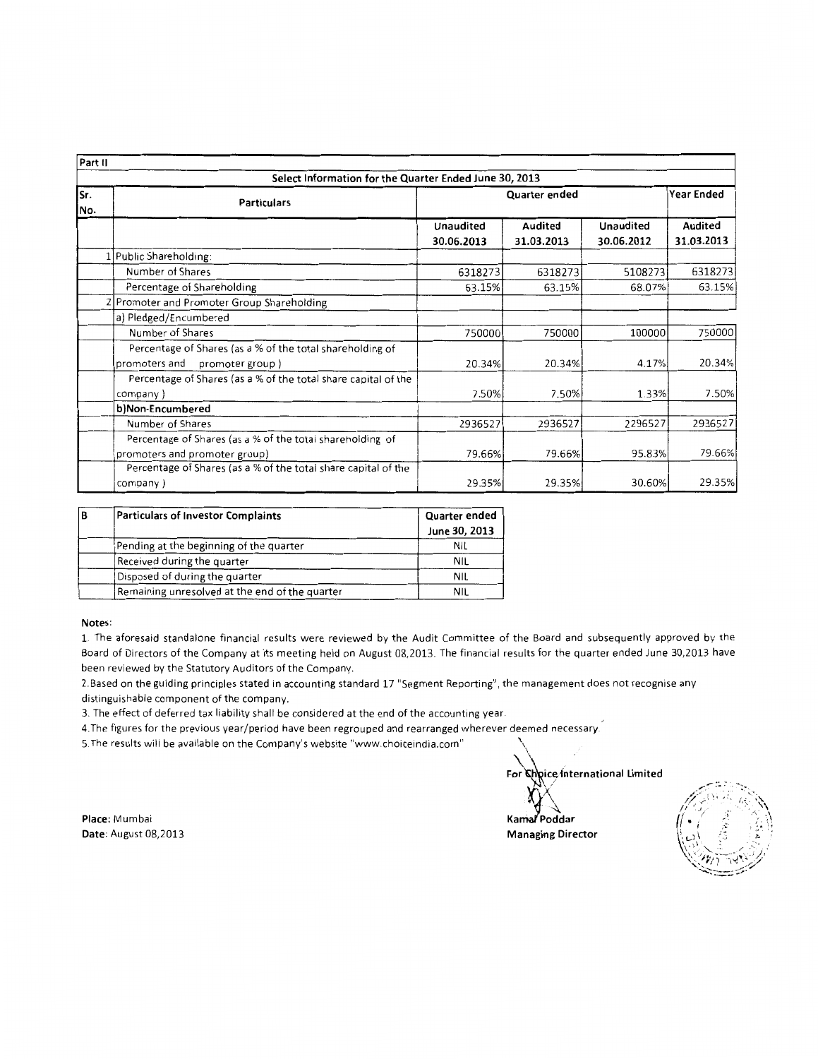| Part II | | | | | |
|---|---|---|---|---|---|
| **Select Information for the Quarter Ended June 30, 2013** | | | | | |
| **Sr. No.** | **Particulars** | **Quarter ended** | | | **Year Ended** |
| | | **Unaudited 30.06.2013** | **Audited 31.03.2013** | **Unaudited 30.06.2012** | **Audited 31.03.2013** |
| 1 | Public Shareholding: | | | | |
| | Number of Shares | 6318273 | 6318273 | 5108273 | 6318273 |
| | Percentage of Shareholding | 63.15% | 63.15% | 68.07% | 63.15% |
| 2 | Promoter and Promoter Group Shareholding | | | | |
| | a) Pledged/Encumbered | | | | |
| | Number of Shares | 750000 | 750000 | 100000 | 750000 |
| | Percentage of Shares (as a % of the total shareholding of promoters and promoter group) | 20.34% | 20.34% | 4.17% | 20.34% |
| | Percentage of Shares (as a % of the total share capital of the company) | 7.50% | 7.50% | 1.33% | 7.50% |
| | **b)Non-Encumbered** | | | | |
| | Number of Shares | 2936527 | 2936527 | 2296527 | 2936527 |
| | Percentage of Shares (as a % of the total shareholding of promoters and promoter group) | 79.66% | 79.66% | 95.83% | 79.66% |
| | Percentage of Shares (as a % of the total share capital of the company) | 29.35% | 29.35% | 30.60% | 29.35% |

| B | **Particulars of Investor Complaints** | **Quarter ended June 30, 2013** |
|---|---|---|
| | Pending at the beginning of the quarter | NIL |
| | Received during the quarter | NIL |
| | Disposed of during the quarter | NIL |
| | Remaining unresolved at the end of the quarter | NIL |

**Notes:**

1. The aforesaid standalone financial results were reviewed by the Audit Committee of the Board and subsequently approved by the Board of Directors of the Company at its meeting held on August 08,2013. The financial results for the quarter ended June 30,2013 have been reviewed by the Statutory Auditors of the Company.
2. Based on the guiding principles stated in accounting standard 17 "Segment Reporting", the management does not recognise any distinguishable component of the company.
3. The effect of deferred tax liability shall be considered at the end of the accounting year.
4. The figures for the previous year/period have been regrouped and rearranged wherever deemed necessary.
5. The results will be available on the Company's website "www.choiceindia.com"

**Place:** Mumbai
**Date:** August 08,2013

**For Choice International Limited**

**Kamal Poddar**
**Managing Director**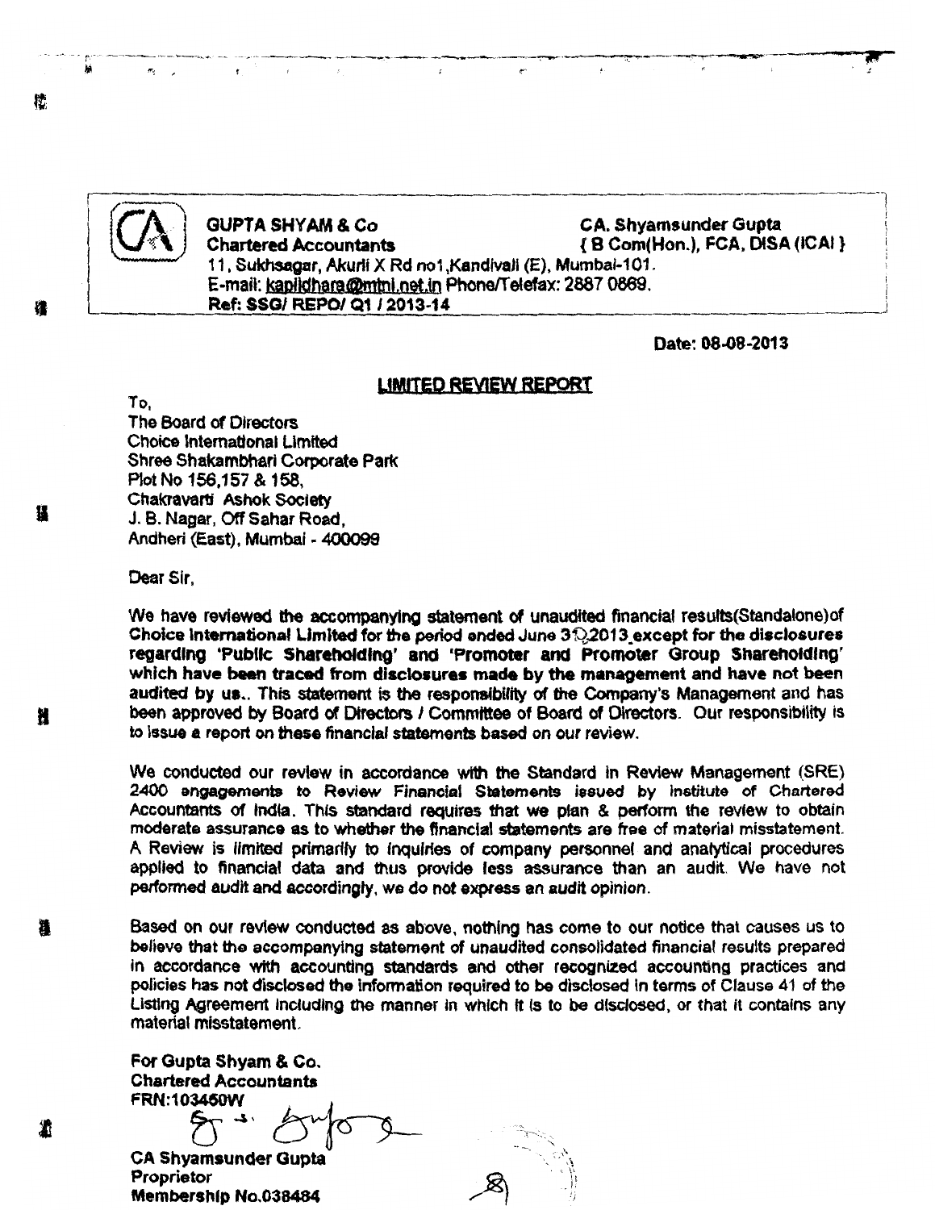**GUPTA SHYAM & Co**
**Chartered Accountants**

**CA. Shyamsunder Gupta**
**{ B Com(Hon.), FCA, DISA (ICAI }**

11, Sukhsagar, Akurli X Rd no1,Kandivali (E), Mumbai-101.
E-mail: kapildhara@mtnl.net.in Phone/Telefax: 2887 0869.
**Ref: SSG/ REPO/ Q1 / 2013-14**

**Date: 08-08-2013**

## LIMITED REVIEW REPORT

To,
The Board of Directors
Choice International Limited
Shree Shakambhari Corporate Park
Plot No 156,157 & 158,
Chakravarti Ashok Society
J. B. Nagar, Off Sahar Road,
Andheri (East), Mumbai - 400099

Dear Sir,

We have reviewed the accompanying statement of unaudited financial results(Standalone)of **Choice International Limited** for the period ended June 30,2013 **except for the disclosures regarding 'Public Shareholding' and 'Promoter and Promoter Group Shareholding' which have been traced from disclosures made by the management and have not been audited by us..** This statement is the responsibility of the Company's Management and has been approved by Board of Directors / Committee of Board of Directors. Our responsibility is to issue a report on these financial statements based on our review.

We conducted our review in accordance with the Standard in Review Management (SRE) 2400 engagements to Review Financial Statements issued by Institute of Chartered Accountants of India. This standard requires that we plan & perform the review to obtain moderate assurance as to whether the financial statements are free of material misstatement. A Review is limited primarily to inquiries of company personnel and analytical procedures applied to financial data and thus provide less assurance than an audit. We have not performed audit and accordingly, we do not express an audit opinion.

Based on our review conducted as above, nothing has come to our notice that causes us to believe that the accompanying statement of unaudited consolidated financial results prepared in accordance with accounting standards and other recognized accounting practices and policies has not disclosed the information required to be disclosed in terms of Clause 41 of the Listing Agreement including the manner in which it is to be disclosed, or that it contains any material misstatement.

**For Gupta Shyam & Co.**
**Chartered Accountants**
**FRN:103450W**

**CA Shyamsunder Gupta**
**Proprietor**
**Membership No.038484**